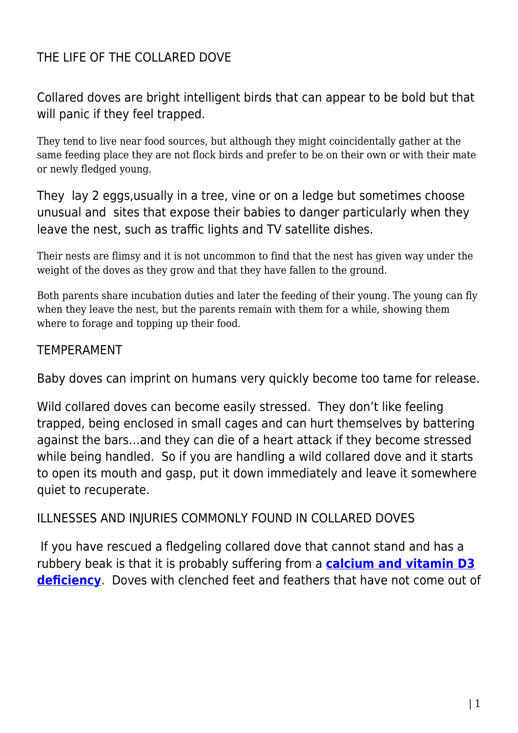# THE LIFE OF THE COLLARED DOVE

Collared doves are bright intelligent birds that can appear to be bold but that will panic if they feel trapped.

They tend to live near food sources, but although they might coincidentally gather at the same feeding place they are not flock birds and prefer to be on their own or with their mate or newly fledged young.

They lay 2 eggs,usually in a tree, vine or on a ledge but sometimes choose unusual and sites that expose their babies to danger particularly when they leave the nest, such as traffic lights and TV satellite dishes.

Their nests are flimsy and it is not uncommon to find that the nest has given way under the weight of the doves as they grow and that they have fallen to the ground.

Both parents share incubation duties and later the feeding of their young. The young can fly when they leave the nest, but the parents remain with them for a while, showing them where to forage and topping up their food.

## TEMPERAMENT

Baby doves can imprint on humans very quickly become too tame for release.

Wild collared doves can become easily stressed. They don't like feeling trapped, being enclosed in small cages and can hurt themselves by battering against the bars…and they can die of a heart attack if they become stressed while being handled. So if you are handling a wild collared dove and it starts to open its mouth and gasp, put it down immediately and leave it somewhere quiet to recuperate.

## ILLNESSES AND INJURIES COMMONLY FOUND IN COLLARED DOVES

If you have rescued a fledgeling collared dove that cannot stand and has a rubbery beak is that it is probably suffering from a **calcium and vitamin D3 deficiency**. Doves with clenched feet and feathers that have not come out of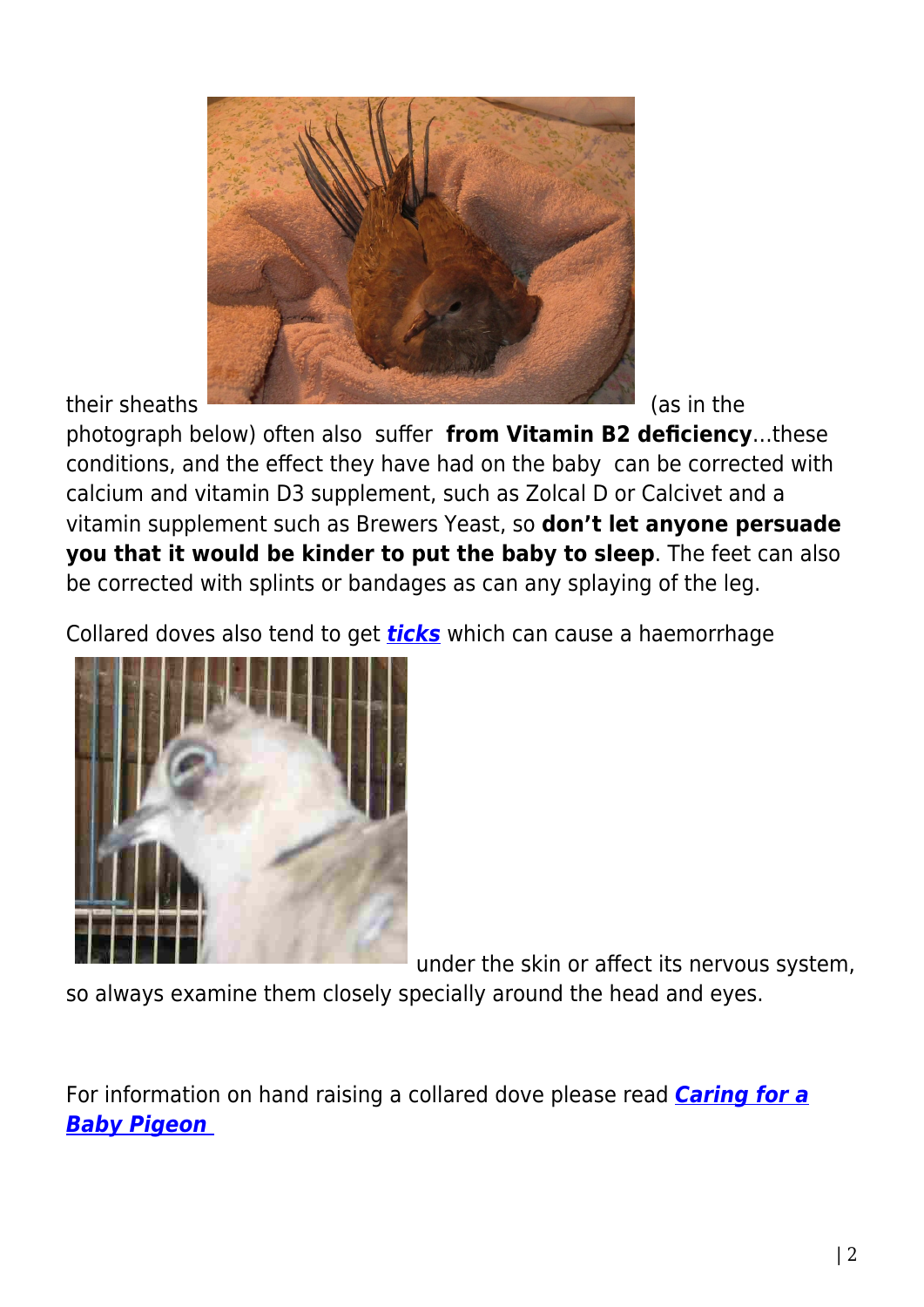their sheaths (as in the photograph below) often also suffer **from Vitamin B2 deficiency**…these conditions, and the effect they have had on the baby can be corrected with calcium and vitamin D3 supplement, such as Zolcal D or Calcivet and a vitamin supplement such as Brewers Yeast, so **don't let anyone persuade you that it would be kinder to put the baby to sleep**. The feet can also be corrected with splints or bandages as can any splaying of the leg.

Collared doves also tend to get ***ticks*** which can cause a haemorrhage under the skin or affect its nervous system, so always examine them closely specially around the head and eyes.

For information on hand raising a collared dove please read ***Caring for a Baby Pigeon***